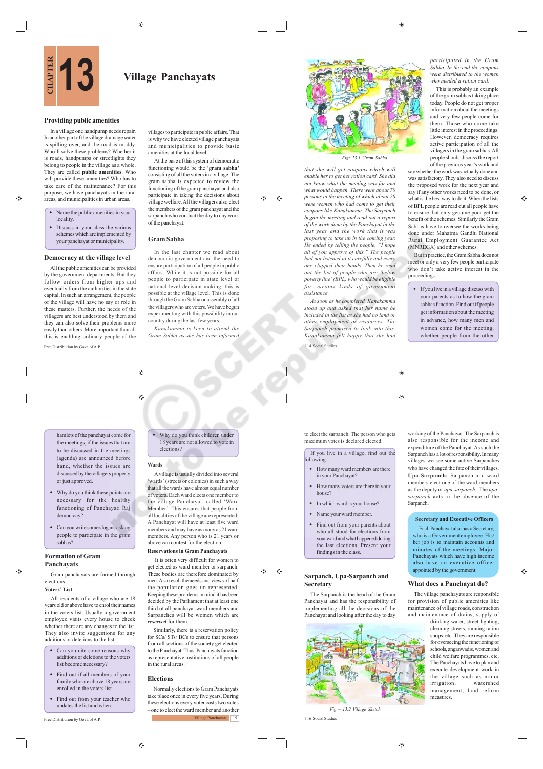# Chapter 13

# Village Panchayats

## Providing public amenities

In a village one handpump needs repair. In another part of the village drainage water is spilling over, and the road is muddy. Who'll solve these problems? Whether it is roads, handpumps or streetlights they belong to people in the village as a whole. They are called **public amenities**. Who will provide these amenities? Who has to take care of the maintenance? For this purpose, we have panchayats in the rural areas, and municipalities in urban areas.

- Name the public amenities in your locality.
- Discuss in your class the various schemes which are implemented by your panchayat or municipality.

## Democracy at the village level

All the public amenities can be provided by the government departments. But they follow orders from higher ups and eventually from the authorities in the state capital. In such an arrangement, the people of the village will have no say or role in these matters. Further, the needs of the villagers are best understood by them and they can also solve their problems more easily than others. More important than all this is enabling ordinary people of the villages to participate in public affairs. That is why we have elected village panchayats and municipalities to provide basic amenities at the local level.

At the base of this system of democratic functioning would be the '**gram sabha**' consisting of all the voters in a village. The gram sabha is expected to review the functioning of the gram panchayat and also participate in taking the decisions about village welfare. All the villagers also elect the members of the gram panchayat and the sarpanch who conduct the day to day work of the panchayat.

## Gram Sabha

In the last chapter we read about democratic government and the need to ensure participation of all people in public affairs. While it is not possible for all people to participate in state level or national level decision making, this is possible at the village level. This is done through the Gram Sabha or assembly of all the villagers who are voters. We have begun experimenting with this possibility in our country during the last few years.

*Kanakamma is keen to attend the Gram Sabha as she has been informed that she will get coupons which will enable her to get her ration card. She did not know what the meeting was for and what would happen. There were about 70 persons in the meeting of which about 20 were women who had come to get their coupons like Kanakamma. The Sarpanch began the meeting and read out a report of the work done by the Panchayat in the last year and the work that it was proposing to take up in the coming year. He ended by telling the people, "I hope all of you approve of this." The people had not listened to it carefully and every one clapped their hands. Then he read out the list of people who are 'below poverty line' (BPL) who would be eligible for various kinds of government assistance.*

*As soon as he completed, Kanakamma stood up and asked that her name be included in the list as she had no land or other employment or resources. The Sarpanch promised to look into this. Kanakamma felt happy that she had participated in the Gram Sabha. In the end the coupons were distributed to the women who needed a ration card.*

Fig: 13.1 Gram Sabha

This is probably an example of the gram sabhas taking place today. People do not get proper information about the meetings and very few people come for them. Those who come take little interest in the proceedings. However, democracy requires active participation of all the villagers in the gram sabhas. All people should discuss the report of the previous year's work and say whether the work was actually done and was satisfactory. They also need to discuss the proposed work for the next year and say if any other works need to be done, or what is the best way to do it. When the lists of BPL people are read out all people have to ensure that only genuine poor get the benefit of the schemes. Similarly the Gram Sabhas have to oversee the works being done under Mahatma Gandhi National Rural Employment Guarantee Act (MNREGA) and other schemes.

But in practice, the Gram Sabha does not meet or only a very few people participate who don't take active interest in the proceedings.

- If you live in a village discuss with your parents as to how the gram sabhas function. Find out if people get information about the meeting in advance, how many men and women come for the meeting, whether people from the other hamlets of the panchayat come for the meetings, if the issues that are to be discussed in the meetings (agenda) are announced before hand, whether the issues are discussed by the villagers properly or just approved.
- Why do you think these points are necessary for the healthy functioning of Panchayati Raj democracy?
- Can you write some slogans asking people to participate in the gram sabhas?

## Formation of Gram Panchayats

Gram panchayats are formed through elections.

### Voters' List

All residents of a village who are 18 years old or above have to enrol their names in the voters list. Usually a government employee visits every house to check whether there are any changes to the list. They also invite suggestions for any additions or deletions to the list.

- Can you cite some reasons why additions or deletions to the voters list become necessary?
- Find out if all members of your family who are above 18 years are enrolled in the voters list.
- Find out from your teacher who updates the list and when.

- Why do you think children under 18 years are not allowed to vote in elections?

### Wards

A village is usually divided into several 'wards' (streets or colonies) in such a way that all the wards have almost equal number of voters. Each ward elects one member to the village Panchayat, called 'Ward Member'. This ensures that people from all localities of the village are represented. A Panchayat will have at least five ward members and may have as many as 21 ward members. Any person who is 21 years or above can contest for the election.

### Reservations in Gram Panchayats

It is often very difficult for women to get elected as ward member or sarpanch. These bodies are therefore dominated by men. As a result the needs and views of half the population goes un-represented. Keeping these problems in mind it has been decided by the Parliament that at least one third of all panchayat ward members and Sarpanches will be women which are ***reserved*** for them.

Similarly, there is a reservation policy for SCs/ STs/ BCs to ensure that persons from all sections of the society get elected to the Panchayat. Thus, Panchayats function as representative institutions of all people in the rural areas.

## Elections

Normally elections to Gram Panchayats take place once in every five years. During these elections every voter casts two votes – one to elect the ward member and another to elect the sarpanch. The person who gets maximum votes is declared elected.

If you live in a village, find out the following:
- How many ward members are there in your Panchayat?
- How many voters are there in your house?
- In which ward is your house?
- Name your ward member.
- Find out from your parents about who all stood for elections from your ward and what happened during the last elections. Present your findings in the class.

## Sarpanch, Upa-Sarpanch and Secretary

The Sarpanch is the head of the Gram Panchayat and has the responsibility of implementing all the decisions of the Panchayat and looking after the day to day working of the Panchayat. The Sarpanch is also responsible for the income and expenditure of the Panchayat. As such the Sarpanch has a lot of responsibility. In many villages we see some active Sarpanches who have changed the fate of their villages.

**Upa-Sarpanch:** Sarpanch and ward members elect one of the ward members as the deputy or *upa-sarpanch*. The *upa-sarpanch* acts in the absence of the Sarpanch.

**Secretary and Executive Officers**

Each Panchayat also has a Secretary, who is a Government employee. His/her job is to maintain accounts and minutes of the meetings. Major Panchayats which have high income also have an executive officer appointed by the government.

Fig – 13.2 Village Sketch

## What does a Panchayat do?

The village panchayats are responsible for provision of public amenities like maintenance of village roads, construction and maintenance of drains, supply of drinking water, street lighting, cleaning streets, running ration shops, etc. They are responsible for overseeing the functioning of schools, anganwadis, women and child welfare programmes, etc. The Panchayats have to plan and execute development work in the village such as minor irrigation, watershed management, land reform measures.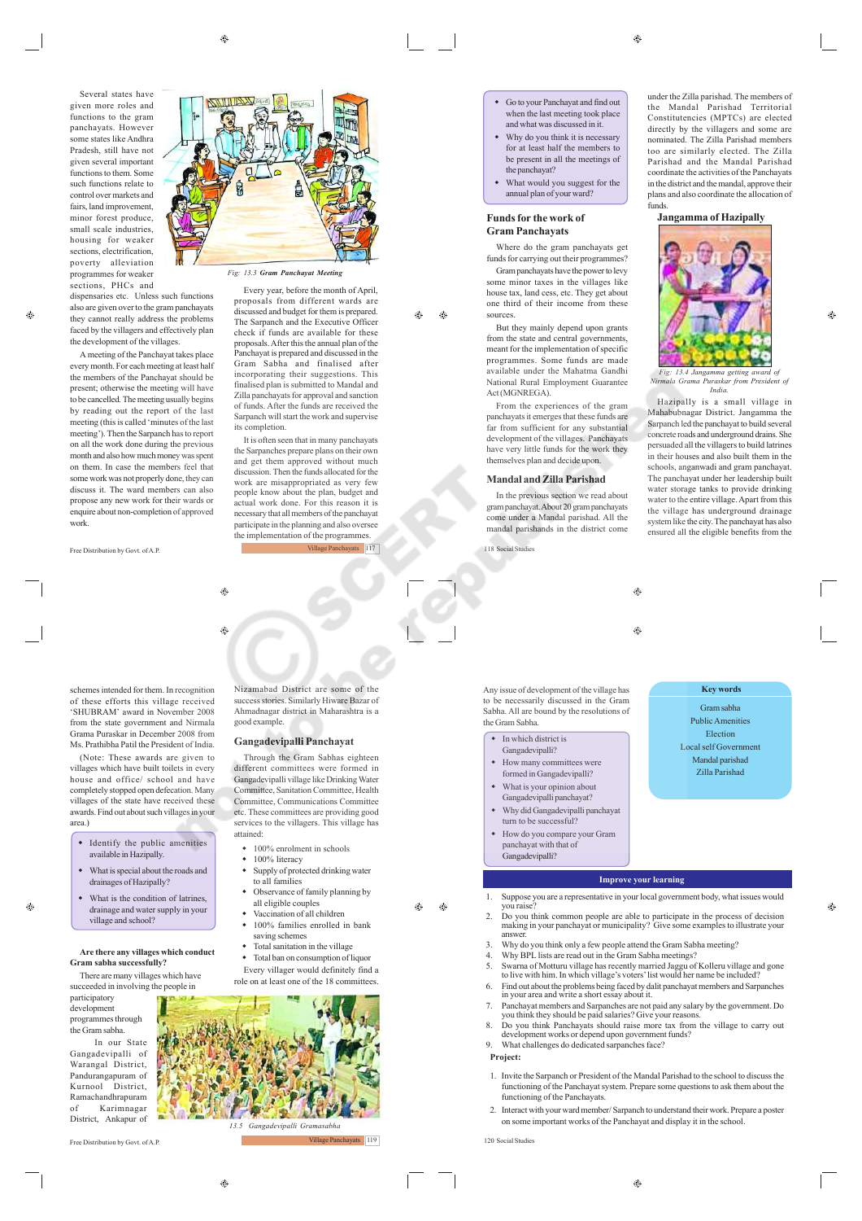Several states have given more roles and functions to the gram panchayats. However some states like Andhra Pradesh, still have not given several important functions to them. Some such functions relate to control over markets and fairs, land improvement, minor forest produce, small scale industries, housing for weaker sections, electrification, poverty alleviation programmes for weaker sections, PHCs and dispensaries etc. Unless such functions also are given over to the gram panchayats they cannot really address the problems faced by the villagers and effectively plan the development of the villages.

Fig: 13.3 **Gram Panchayat Meeting**

A meeting of the Panchayat takes place every month. For each meeting at least half the members of the Panchayat should be present; otherwise the meeting will have to be cancelled. The meeting usually begins by reading out the report of the last meeting (this is called 'minutes of the last meeting'). Then the Sarpanch has to report on all the work done during the previous month and also how much money was spent on them. In case the members feel that some work was not properly done, they can discuss it. The ward members can also propose any new work for their wards or enquire about non-completion of approved work.

Every year, before the month of April, proposals from different wards are discussed and budget for them is prepared. The Sarpanch and the Executive Officer check if funds are available for these proposals. After this the annual plan of the Panchayat is prepared and discussed in the Gram Sabha and finalised after incorporating their suggestions. This finalised plan is submitted to Mandal and Zilla panchayats for approval and sanction of funds. After the funds are received the Sarpanch will start the work and supervise its completion.

It is often seen that in many panchayats the Sarpanches prepare plans on their own and get them approved without much discussion. Then the funds allocated for the work are misappropriated as very few people know about the plan, budget and actual work done. For this reason it is necessary that all members of the panchayat participate in the planning and also oversee the implementation of the programmes.

- Go to your Panchayat and find out when the last meeting took place and what was discussed in it.
- Why do you think it is necessary for at least half the members to be present in all the meetings of the panchayat?
- What would you suggest for the annual plan of your ward?

## Funds for the work of Gram Panchayats

Where do the gram panchayats get funds for carrying out their programmes?

Gram panchayats have the power to levy some minor taxes in the villages like house tax, land cess, etc. They get about one third of their income from these sources.

But they mainly depend upon grants from the state and central governments, mainly for the implementation of specific programmes. Some funds are made available under the Mahatma Gandhi National Rural Employment Guarantee Act (MGNREGA).

From the experiences of the gram panchayats it emerges that these funds are far from sufficient for any substantial development of the villages. Panchayats have very little funds for the work they themselves plan and decide upon.

## Mandal and Zilla Parishad

In the previous section we read about gram panchayat. About 20 gram panchayats come under a Mandal parishad. All the mandal parishands in the district come under the Zilla parishad. The members of the Mandal Parishad Territorial Constituencies (MPTCs) are elected directly by the villagers and some are nominated. The Zilla Parishad members too are similarly elected. The Zilla Parishad and the Mandal Parishad coordinate the activities of the Panchayats in the district and the mandal, approve their plans and also coordinate the allocation of funds.

### Jangamma of Hazipally

Fig: 13.4 Jangamma getting award of Nirmala Grama Puraskar from President of India.

Hazipally is a small village in Mahabubnagar District. Jangamma the Sarpanch led the panchayat to build several concrete roads and underground drains. She persuaded all the villagers to build latrines in their houses and also built them in the schools, anganwadi and gram panchayat. The panchayat under her leadership built water storage tanks to provide drinking water to the entire village. Apart from this the village has underground drainage system like the city. The panchayat has also ensured all the eligible benefits from the schemes intended for them. In recognition of these efforts this village received 'SHUBRAM' award in November 2008 from the state government and Nirmala Grama Puraskar in December 2008 from Ms. Prathibha Patil the President of India.

(Note: These awards are given to villages which have built toilets in every house and office/ school and have completely stopped open defecation. Many villages of the state have received these awards. Find out about such villages in your area.)

- Identify the public amenities available in Hazipally.
- What is special about the roads and drainages of Hazipally?
- What is the condition of latrines, drainage and water supply in your village and school?

**Are there any villages which conduct Gram sabha successfully?**

There are many villages which have succeeded in involving the people in participatory development programmes through the Gram sabha.

In our State Gangadevipalli of Warangal District, Pandurangapuram of Kurnool District, Ramachandhrapuram of Karimnagar District, Ankapur of Nizamabad District are some of the success stories. Similarly Hiware Bazar of Ahmadnagar district in Maharashtra is a good example.

13.5 Gangadevipalli Gramasabha

## Gangadevipalli Panchayat

Through the Gram Sabhas eighteen different committees were formed in Gangadevipalli village like Drinking Water Committee, Sanitation Committee, Health Committee, Communications Committee etc. These committees are providing good services to the villagers. This village has attained:

- 100% enrolment in schools
- 100% literacy
- Supply of protected drinking water to all families
- Observance of family planning by all eligible couples
- Vaccination of all children
- 100% families enrolled in bank saving schemes
- Total sanitation in the village
- Total ban on consumption of liquor

Every villager would definitely find a role on at least one of the 18 committees.

Any issue of development of the village has to be necessarily discussed in the Gram Sabha. All are bound by the resolutions of the Gram Sabha.

- In which district is Gangadevipalli?
- How many committees were formed in Gangadevipalli?
- What is your opinion about Gangadevipalli panchayat?
- Why did Gangadevipalli panchayat turn to be successful?
- How do you compare your Gram panchayat with that of Gangadevipalli?

**Key words**

Gram sabha
Public Amenities
Election
Local self Government
Mandal parishad
Zilla Parishad

## Improve your learning

1. Suppose you are a representative in your local government body, what issues would you raise?
2. Do you think common people are able to participate in the process of decision making in your panchayat or municipality? Give some examples to illustrate your answer.
3. Why do you think only a few people attend the Gram Sabha meeting?
4. Why BPL lists are read out in the Gram Sabha meetings?
5. Swarna of Motturu village has recently married Jaggu of Kolleru village and gone to live with him. In which village's voters' list would her name be included?
6. Find out about the problems being faced by dalit panchayat members and Sarpanches in your area and write a short essay about it.
7. Panchayat members and Sarpanches are not paid any salary by the government. Do you think they should be paid salaries? Give your reasons.
8. Do you think Panchayats should raise more tax from the village to carry out development works or depend upon government funds?
9. What challenges do dedicated sarpanches face?

**Project:**

1. Invite the Sarpanch or President of the Mandal Parishad to the school to discuss the functioning of the Panchayat system. Prepare some questions to ask them about the functioning of the Panchayats.
2. Interact with your ward member/ Sarpanch to understand their work. Prepare a poster on some important works of the Panchayat and display it in the school.